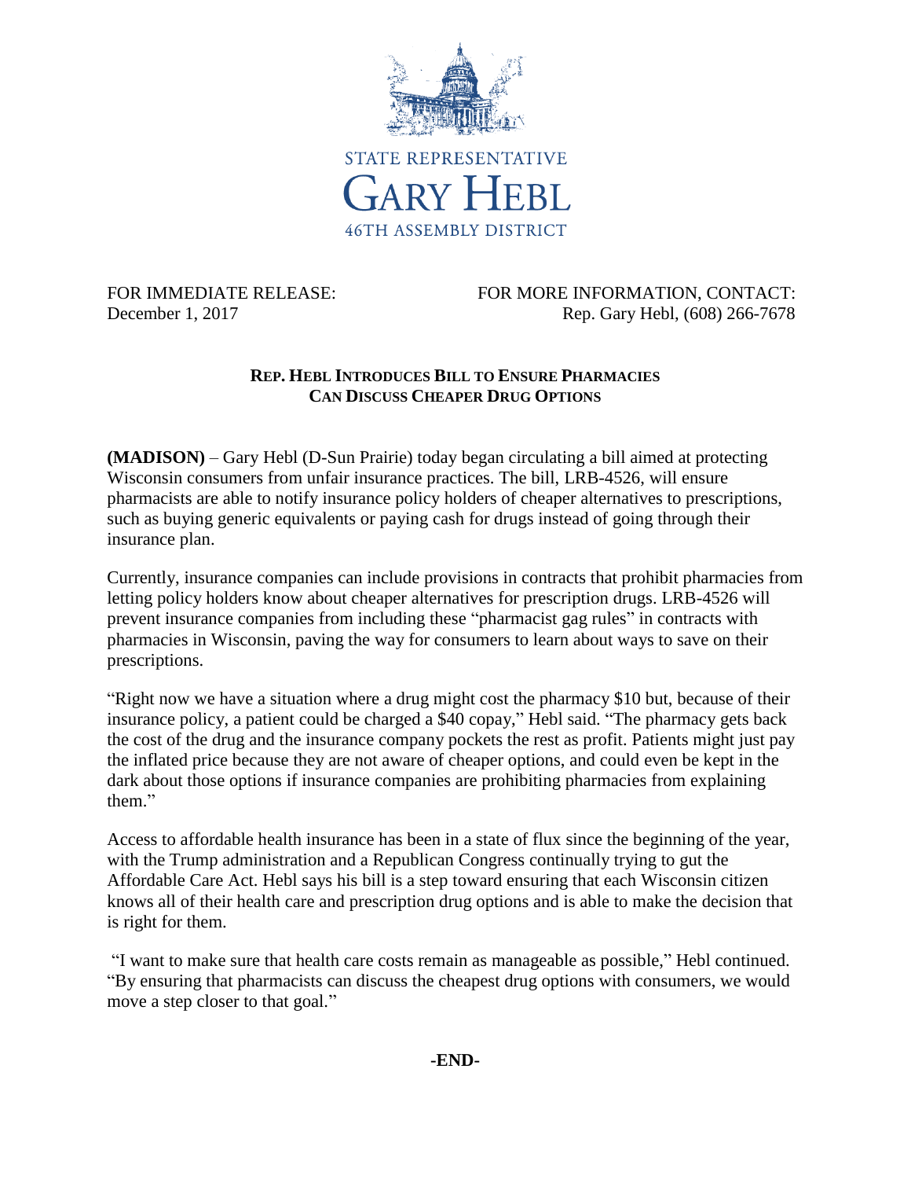STATE REPRESENTATIVE

# GARY HEBL

46TH ASSEMBLY DISTRICT

FOR IMMEDIATE RELEASE:
December 1, 2017

FOR MORE INFORMATION, CONTACT:
Rep. Gary Hebl, (608) 266-7678

## REP. HEBL INTRODUCES BILL TO ENSURE PHARMACIES CAN DISCUSS CHEAPER DRUG OPTIONS

**(MADISON)** – Gary Hebl (D-Sun Prairie) today began circulating a bill aimed at protecting Wisconsin consumers from unfair insurance practices. The bill, LRB-4526, will ensure pharmacists are able to notify insurance policy holders of cheaper alternatives to prescriptions, such as buying generic equivalents or paying cash for drugs instead of going through their insurance plan.

Currently, insurance companies can include provisions in contracts that prohibit pharmacies from letting policy holders know about cheaper alternatives for prescription drugs. LRB-4526 will prevent insurance companies from including these "pharmacist gag rules" in contracts with pharmacies in Wisconsin, paving the way for consumers to learn about ways to save on their prescriptions.

"Right now we have a situation where a drug might cost the pharmacy $10 but, because of their insurance policy, a patient could be charged a $40 copay," Hebl said. "The pharmacy gets back the cost of the drug and the insurance company pockets the rest as profit. Patients might just pay the inflated price because they are not aware of cheaper options, and could even be kept in the dark about those options if insurance companies are prohibiting pharmacies from explaining them."

Access to affordable health insurance has been in a state of flux since the beginning of the year, with the Trump administration and a Republican Congress continually trying to gut the Affordable Care Act. Hebl says his bill is a step toward ensuring that each Wisconsin citizen knows all of their health care and prescription drug options and is able to make the decision that is right for them.

"I want to make sure that health care costs remain as manageable as possible," Hebl continued. "By ensuring that pharmacists can discuss the cheapest drug options with consumers, we would move a step closer to that goal."

**-END-**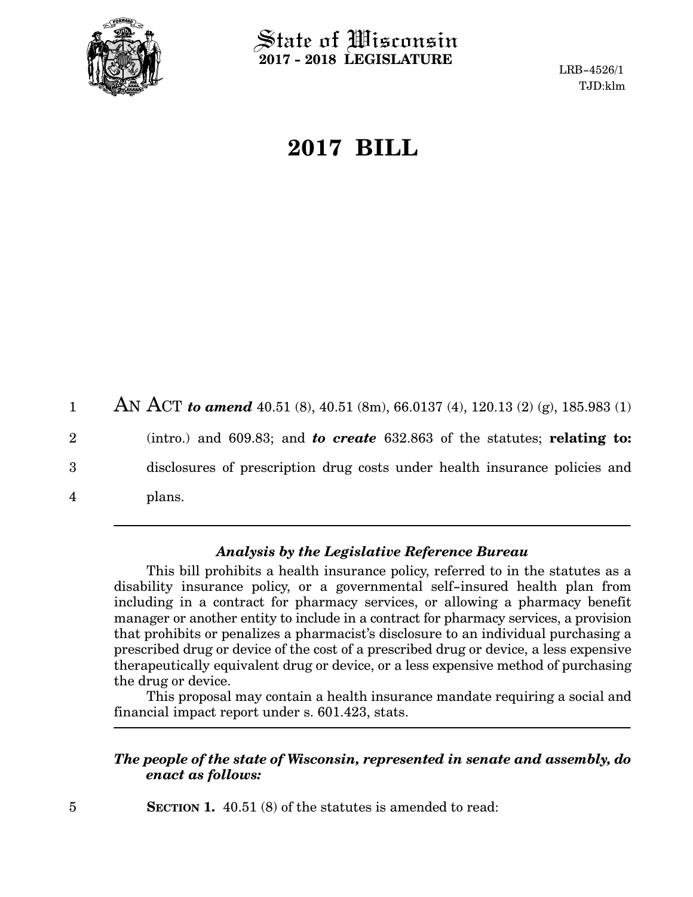State of Wisconsin
**2017 - 2018 LEGISLATURE**

LRB-4526/1
TJD:klm

# 2017 BILL

AN ACT ***to amend*** 40.51 (8), 40.51 (8m), 66.0137 (4), 120.13 (2) (g), 185.983 (1) (intro.) and 609.83; and ***to create*** 632.863 of the statutes; **relating to:** disclosures of prescription drug costs under health insurance policies and plans.

---

### *Analysis by the Legislative Reference Bureau*

This bill prohibits a health insurance policy, referred to in the statutes as a disability insurance policy, or a governmental self-insured health plan from including in a contract for pharmacy services, or allowing a pharmacy benefit manager or another entity to include in a contract for pharmacy services, a provision that prohibits or penalizes a pharmacist's disclosure to an individual purchasing a prescribed drug or device of the cost of a prescribed drug or device, a less expensive therapeutically equivalent drug or device, or a less expensive method of purchasing the drug or device.

This proposal may contain a health insurance mandate requiring a social and financial impact report under s. 601.423, stats.

---

***The people of the state of Wisconsin, represented in senate and assembly, do enact as follows:***

**SECTION 1.** 40.51 (8) of the statutes is amended to read: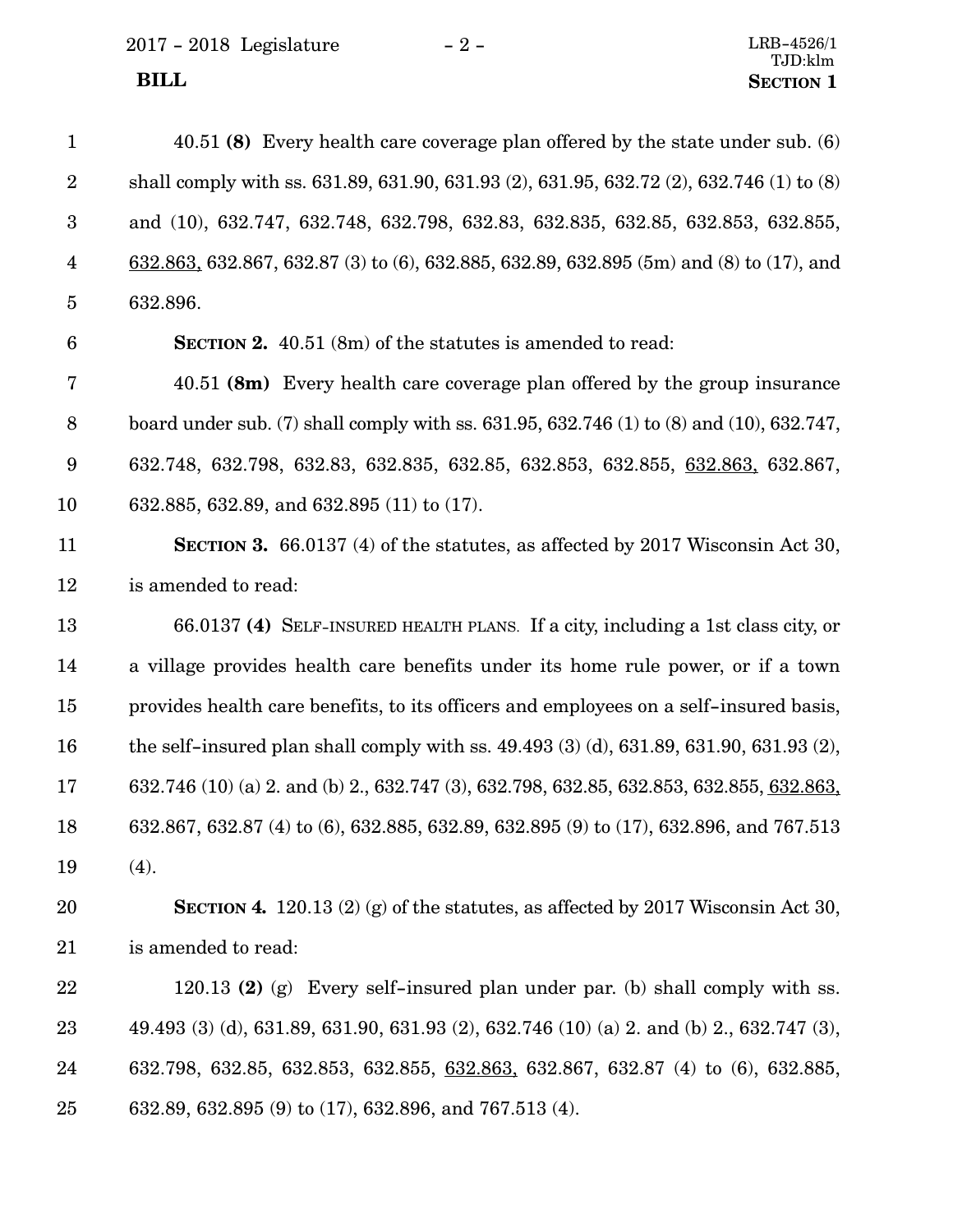40.51 **(8)** Every health care coverage plan offered by the state under sub. (6) shall comply with ss. 631.89, 631.90, 631.93 (2), 631.95, 632.72 (2), 632.746 (1) to (8) and (10), 632.747, 632.748, 632.798, 632.83, 632.835, 632.85, 632.853, 632.855, <u>632.863,</u> 632.867, 632.87 (3) to (6), 632.885, 632.89, 632.895 (5m) and (8) to (17), and 632.896.

**SECTION 2.** 40.51 (8m) of the statutes is amended to read:

40.51 **(8m)** Every health care coverage plan offered by the group insurance board under sub. (7) shall comply with ss. 631.95, 632.746 (1) to (8) and (10), 632.747, 632.748, 632.798, 632.83, 632.835, 632.85, 632.853, 632.855, <u>632.863,</u> 632.867, 632.885, 632.89, and 632.895 (11) to (17).

**SECTION 3.** 66.0137 (4) of the statutes, as affected by 2017 Wisconsin Act 30, is amended to read:

66.0137 **(4)** SELF-INSURED HEALTH PLANS. If a city, including a 1st class city, or a village provides health care benefits under its home rule power, or if a town provides health care benefits, to its officers and employees on a self-insured basis, the self-insured plan shall comply with ss. 49.493 (3) (d), 631.89, 631.90, 631.93 (2), 632.746 (10) (a) 2. and (b) 2., 632.747 (3), 632.798, 632.85, 632.853, 632.855, <u>632.863,</u> 632.867, 632.87 (4) to (6), 632.885, 632.89, 632.895 (9) to (17), 632.896, and 767.513 (4).

**SECTION 4.** 120.13 (2) (g) of the statutes, as affected by 2017 Wisconsin Act 30, is amended to read:

120.13 **(2)** (g) Every self-insured plan under par. (b) shall comply with ss. 49.493 (3) (d), 631.89, 631.90, 631.93 (2), 632.746 (10) (a) 2. and (b) 2., 632.747 (3), 632.798, 632.85, 632.853, 632.855, <u>632.863,</u> 632.867, 632.87 (4) to (6), 632.885, 632.89, 632.895 (9) to (17), 632.896, and 767.513 (4).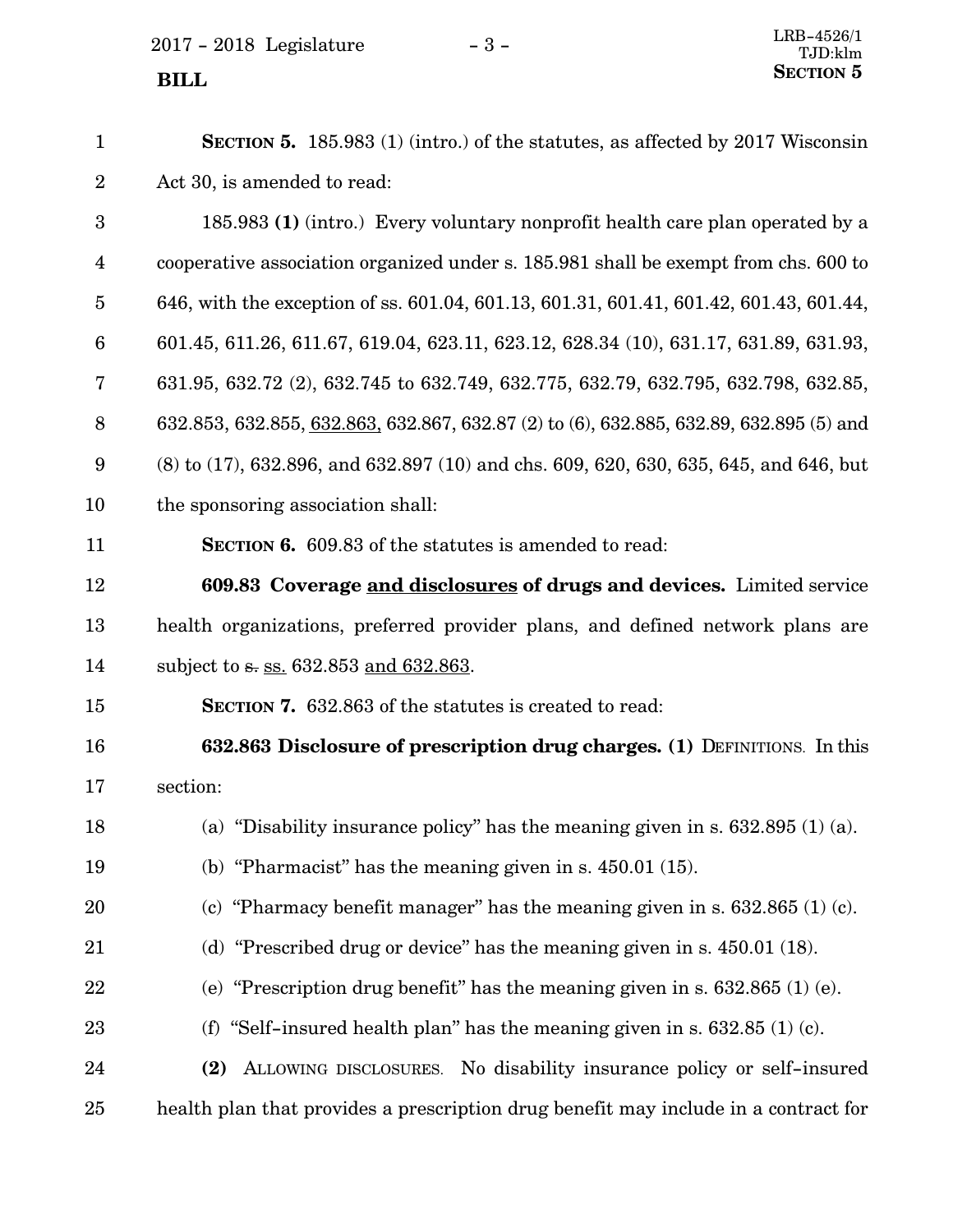**SECTION 5.** 185.983 (1) (intro.) of the statutes, as affected by 2017 Wisconsin Act 30, is amended to read:

185.983 **(1)** (intro.) Every voluntary nonprofit health care plan operated by a cooperative association organized under s. 185.981 shall be exempt from chs. 600 to 646, with the exception of ss. 601.04, 601.13, 601.31, 601.41, 601.42, 601.43, 601.44, 601.45, 611.26, 611.67, 619.04, 623.11, 623.12, 628.34 (10), 631.17, 631.89, 631.93, 631.95, 632.72 (2), 632.745 to 632.749, 632.775, 632.79, 632.795, 632.798, 632.85, 632.853, 632.855, <u>632.863,</u> 632.867, 632.87 (2) to (6), 632.885, 632.89, 632.895 (5) and (8) to (17), 632.896, and 632.897 (10) and chs. 609, 620, 630, 635, 645, and 646, but the sponsoring association shall:

**SECTION 6.** 609.83 of the statutes is amended to read:

**609.83 Coverage <u>and disclosures</u> of drugs and devices.** Limited service health organizations, preferred provider plans, and defined network plans are subject to ~~s.~~ <u>ss.</u> 632.853 <u>and 632.863</u>.

**SECTION 7.** 632.863 of the statutes is created to read:

**632.863 Disclosure of prescription drug charges. (1)** DEFINITIONS. In this section:

(a) "Disability insurance policy" has the meaning given in s. 632.895 (1) (a).

(b) "Pharmacist" has the meaning given in s. 450.01 (15).

(c) "Pharmacy benefit manager" has the meaning given in s. 632.865 (1) (c).

(d) "Prescribed drug or device" has the meaning given in s. 450.01 (18).

(e) "Prescription drug benefit" has the meaning given in s. 632.865 (1) (e).

(f) "Self-insured health plan" has the meaning given in s. 632.85 (1) (c).

**(2)** ALLOWING DISCLOSURES. No disability insurance policy or self-insured health plan that provides a prescription drug benefit may include in a contract for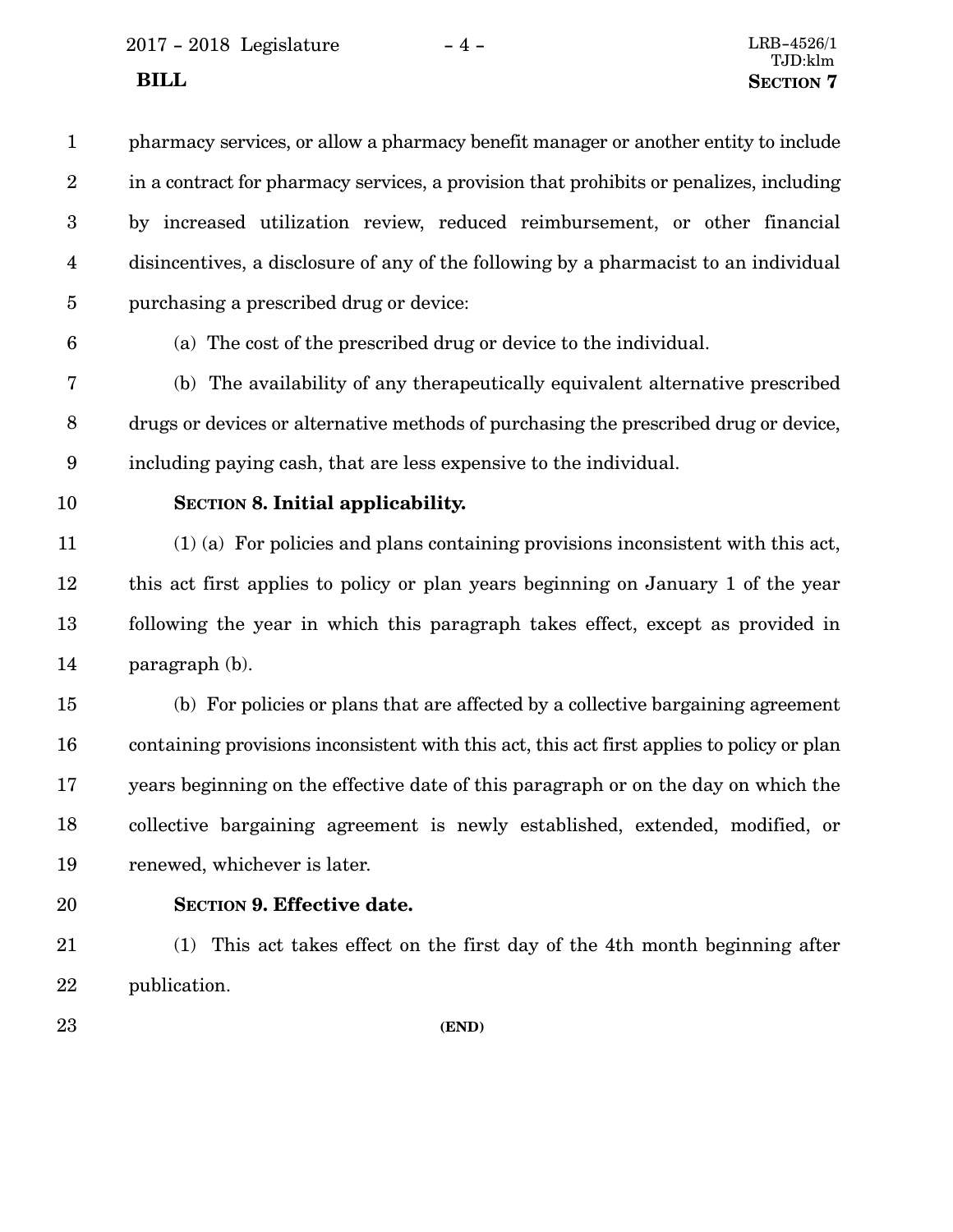pharmacy services, or allow a pharmacy benefit manager or another entity to include in a contract for pharmacy services, a provision that prohibits or penalizes, including by increased utilization review, reduced reimbursement, or other financial disincentives, a disclosure of any of the following by a pharmacist to an individual purchasing a prescribed drug or device:

(a) The cost of the prescribed drug or device to the individual.

(b) The availability of any therapeutically equivalent alternative prescribed drugs or devices or alternative methods of purchasing the prescribed drug or device, including paying cash, that are less expensive to the individual.

**SECTION 8. Initial applicability.**

(1) (a) For policies and plans containing provisions inconsistent with this act, this act first applies to policy or plan years beginning on January 1 of the year following the year in which this paragraph takes effect, except as provided in paragraph (b).

(b) For policies or plans that are affected by a collective bargaining agreement containing provisions inconsistent with this act, this act first applies to policy or plan years beginning on the effective date of this paragraph or on the day on which the collective bargaining agreement is newly established, extended, modified, or renewed, whichever is later.

**SECTION 9. Effective date.**

(1) This act takes effect on the first day of the 4th month beginning after publication.

**(END)**